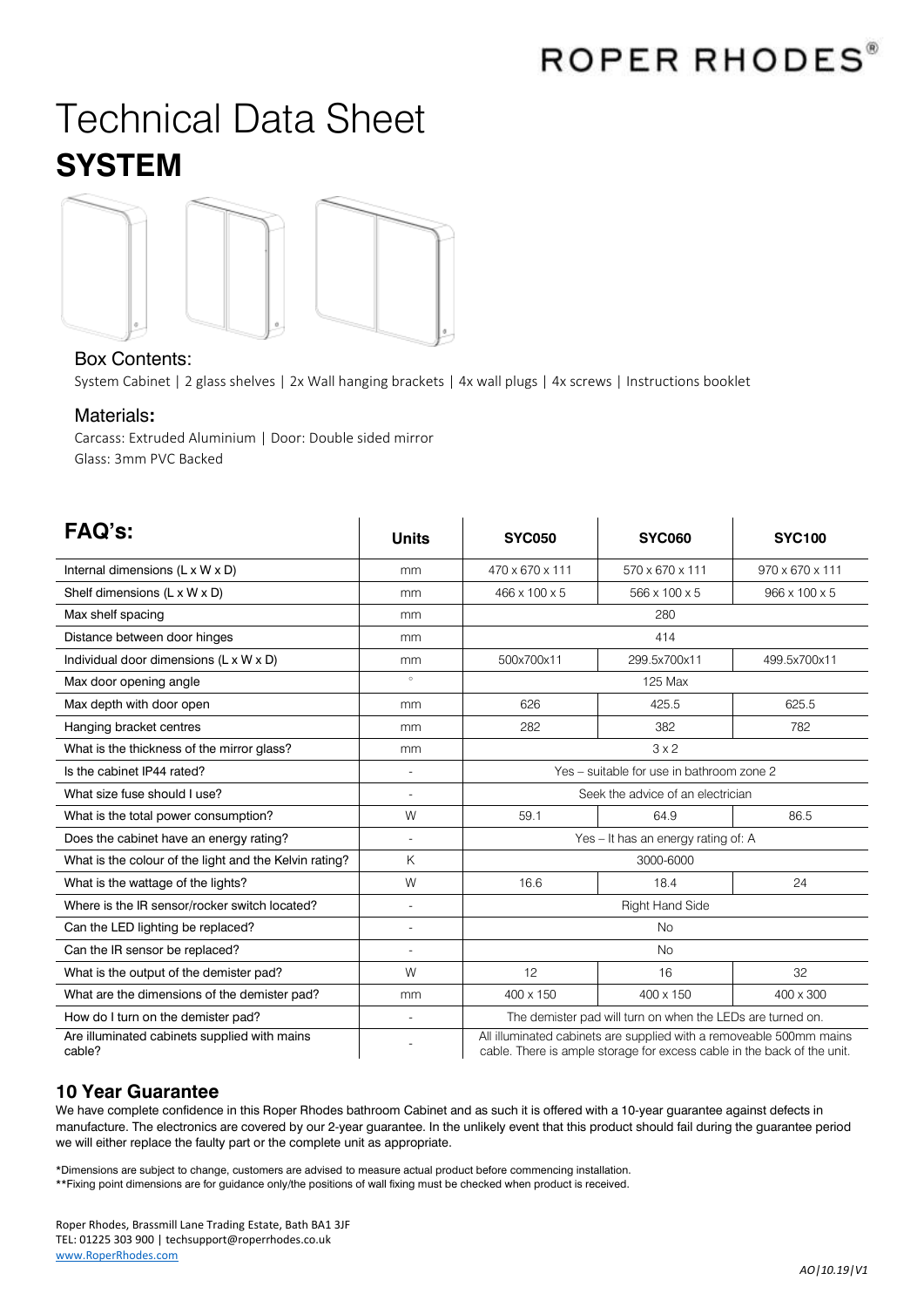ROPER RHODES®

# Technical Data Sheet

## SYSTEM

### Box Contents:

System Cabinet | 2 glass shelves | 2x Wall hanging brackets | 4x wall plugs | 4x screws | Instructions booklet

### Materials:

Carcass: Extruded Aluminium | Door: Double sided mirror
Glass: 3mm PVC Backed

| FAQ's: | Units | SYC050 | SYC060 | SYC100 |
|---|---|---|---|---|
| Internal dimensions (L x W x D) | mm | 470 x 670 x 111 | 570 x 670 x 111 | 970 x 670 x 111 |
| Shelf dimensions (L x W x D) | mm | 466 x 100 x 5 | 566 x 100 x 5 | 966 x 100 x 5 |
| Max shelf spacing | mm | 280 | | |
| Distance between door hinges | mm | 414 | | |
| Individual door dimensions (L x W x D) | mm | 500x700x11 | 299.5x700x11 | 499.5x700x11 |
| Max door opening angle | ° | 125 Max | | |
| Max depth with door open | mm | 626 | 425.5 | 625.5 |
| Hanging bracket centres | mm | 282 | 382 | 782 |
| What is the thickness of the mirror glass? | mm | 3 x 2 | | |
| Is the cabinet IP44 rated? | - | Yes – suitable for use in bathroom zone 2 | | |
| What size fuse should I use? | - | Seek the advice of an electrician | | |
| What is the total power consumption? | W | 59.1 | 64.9 | 86.5 |
| Does the cabinet have an energy rating? | - | Yes – It has an energy rating of: A | | |
| What is the colour of the light and the Kelvin rating? | K | 3000-6000 | | |
| What is the wattage of the lights? | W | 16.6 | 18.4 | 24 |
| Where is the IR sensor/rocker switch located? | - | Right Hand Side | | |
| Can the LED lighting be replaced? | - | No | | |
| Can the IR sensor be replaced? | - | No | | |
| What is the output of the demister pad? | W | 12 | 16 | 32 |
| What are the dimensions of the demister pad? | mm | 400 x 150 | 400 x 150 | 400 x 300 |
| How do I turn on the demister pad? | - | The demister pad will turn on when the LEDs are turned on. | | |
| Are illuminated cabinets supplied with mains cable? | - | All illuminated cabinets are supplied with a removeable 500mm mains cable. There is ample storage for excess cable in the back of the unit. | | |

## 10 Year Guarantee

We have complete confidence in this Roper Rhodes bathroom Cabinet and as such it is offered with a 10-year guarantee against defects in manufacture. The electronics are covered by our 2-year guarantee. In the unlikely event that this product should fail during the guarantee period we will either replace the faulty part or the complete unit as appropriate.

*Dimensions are subject to change, customers are advised to measure actual product before commencing installation.
**Fixing point dimensions are for guidance only/the positions of wall fixing must be checked when product is received.

Roper Rhodes, Brassmill Lane Trading Estate, Bath BA1 3JF
TEL: 01225 303 900 | techsupport@roperrhodes.co.uk
www.RoperRhodes.com

*AO|10.19|V1*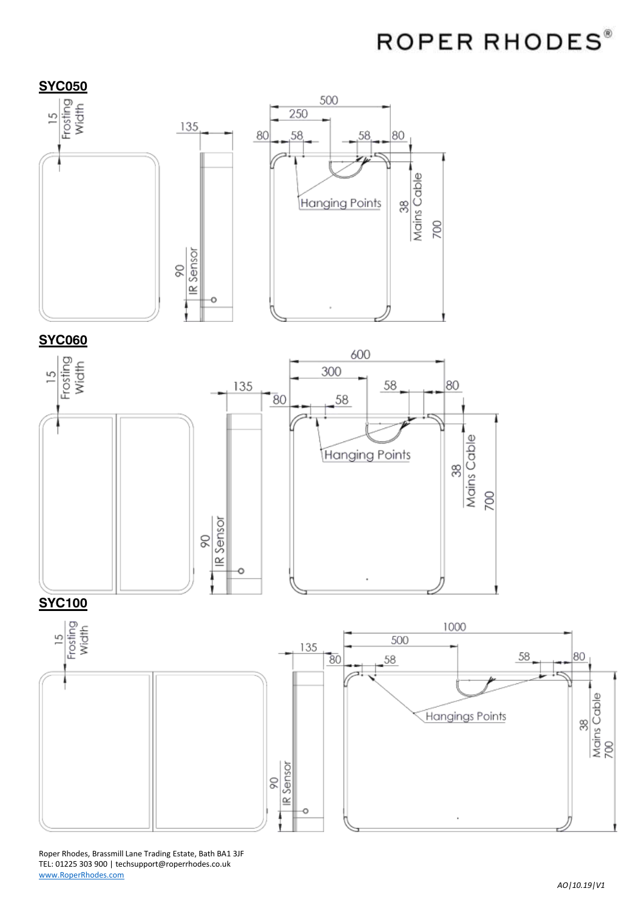ROPER RHODES®

**SYC050**

15 Frosting Width

135

500

250

80 58 58 80

Hanging Points

38 Mains Cable

700

90 IR Sensor

**SYC060**

15 Frosting Width

135

600

300

80 58 58 80

Hanging Points

38 Mains Cable

700

90 IR Sensor

**SYC100**

15 Frosting Width

135

1000

500

80 58 58 80

Hangings Points

38 Mains Cable

700

90 IR Sensor

Roper Rhodes, Brassmill Lane Trading Estate, Bath BA1 3JF
TEL: 01225 303 900 | techsupport@roperrhodes.co.uk
www.RoperRhodes.com

*AO|10.19|V1*